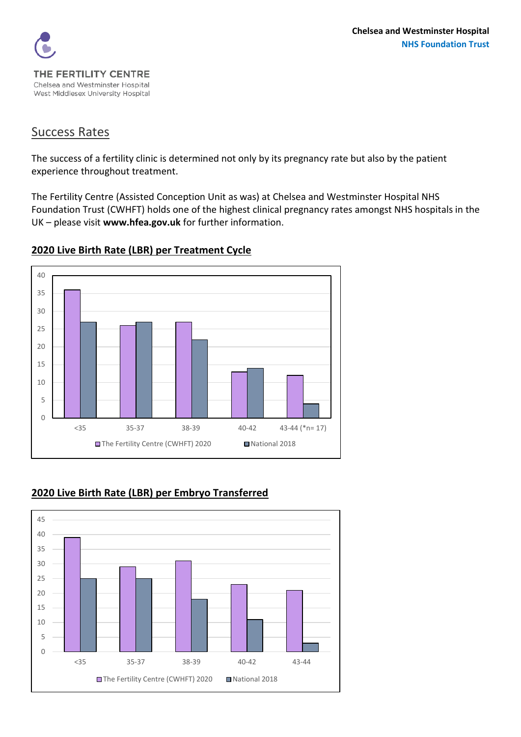THE FERTILITY CENTRE
Chelsea and Westminster Hospital
West Middlesex University Hospital

**Chelsea and Westminster Hospital**
**NHS Foundation Trust**

## Success Rates

The success of a fertility clinic is determined not only by its pregnancy rate but also by the patient experience throughout treatment.

The Fertility Centre (Assisted Conception Unit as was) at Chelsea and Westminster Hospital NHS Foundation Trust (CWHFT) holds one of the highest clinical pregnancy rates amongst NHS hospitals in the UK – please visit **www.hfea.gov.uk** for further information.

### 2020 Live Birth Rate (LBR) per Treatment Cycle

| | <35 | 35-37 | 38-39 | 40-42 | 43-44 (*n= 17) |
|---|---|---|---|---|---|
| The Fertility Centre (CWHFT) 2020 | 36 | 26 | 27 | 13 | 12 |
| National 2018 | 27 | 27 | 22 | 14 | 4 |

### 2020 Live Birth Rate (LBR) per Embryo Transferred

| | <35 | 35-37 | 38-39 | 40-42 | 43-44 |
|---|---|---|---|---|---|
| The Fertility Centre (CWHFT) 2020 | 39 | 29 | 31 | 23 | 21 |
| National 2018 | 25 | 25 | 18 | 11 | 3 |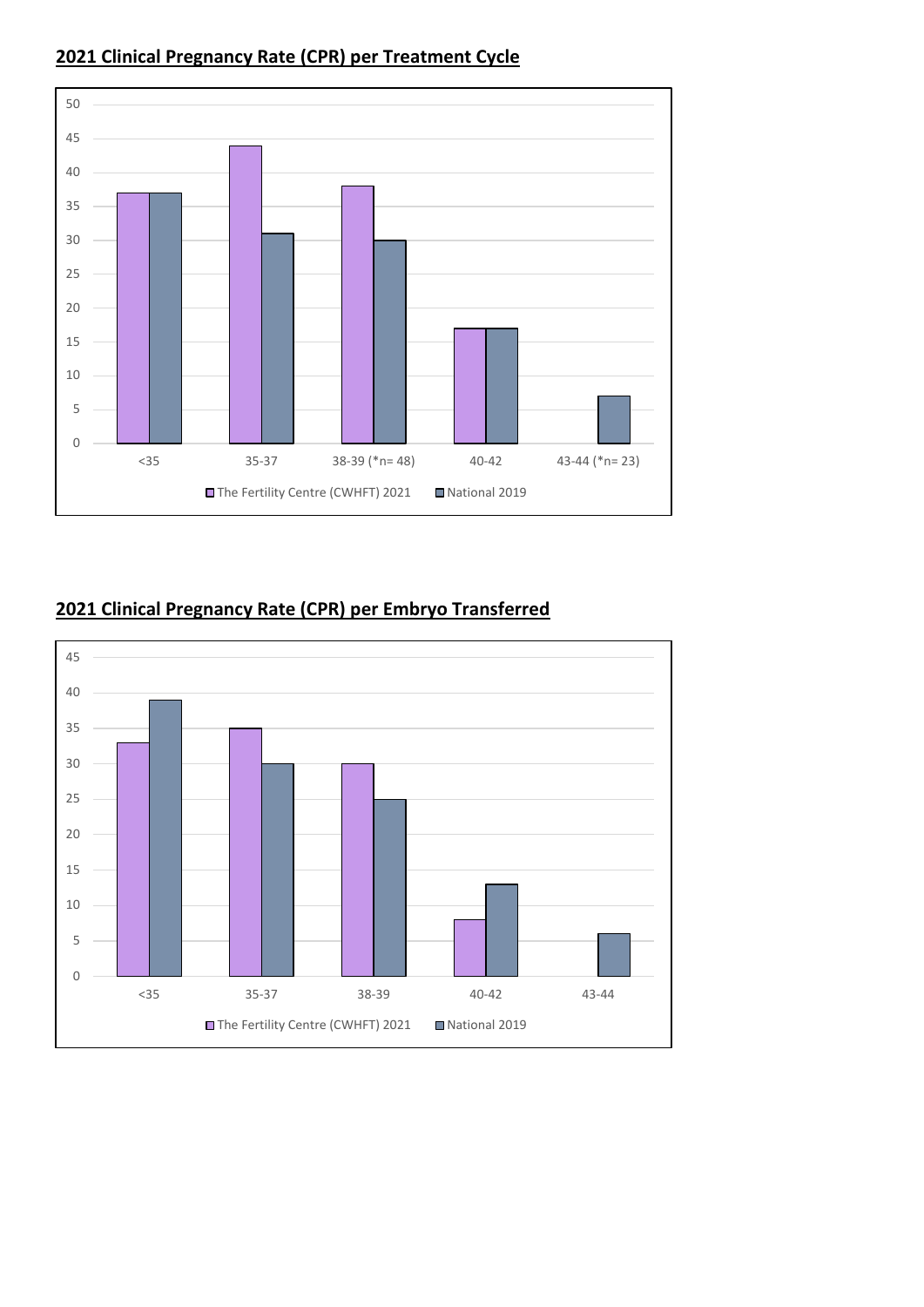## 2021 Clinical Pregnancy Rate (CPR) per Treatment Cycle

| Age | The Fertility Centre (CWHFT) 2021 | National 2019 |
|---|---|---|
| <35 | 37 | 37 |
| 35-37 | 44 | 31 |
| 38-39 (*n= 48) | 38 | 30 |
| 40-42 | 17 | 17 |
| 43-44 (*n= 23) | | 7 |

## 2021 Clinical Pregnancy Rate (CPR) per Embryo Transferred

| Age | The Fertility Centre (CWHFT) 2021 | National 2019 |
|---|---|---|
| <35 | 33 | 39 |
| 35-37 | 35 | 30 |
| 38-39 | 30 | 25 |
| 40-42 | 8 | 13 |
| 43-44 | | 6 |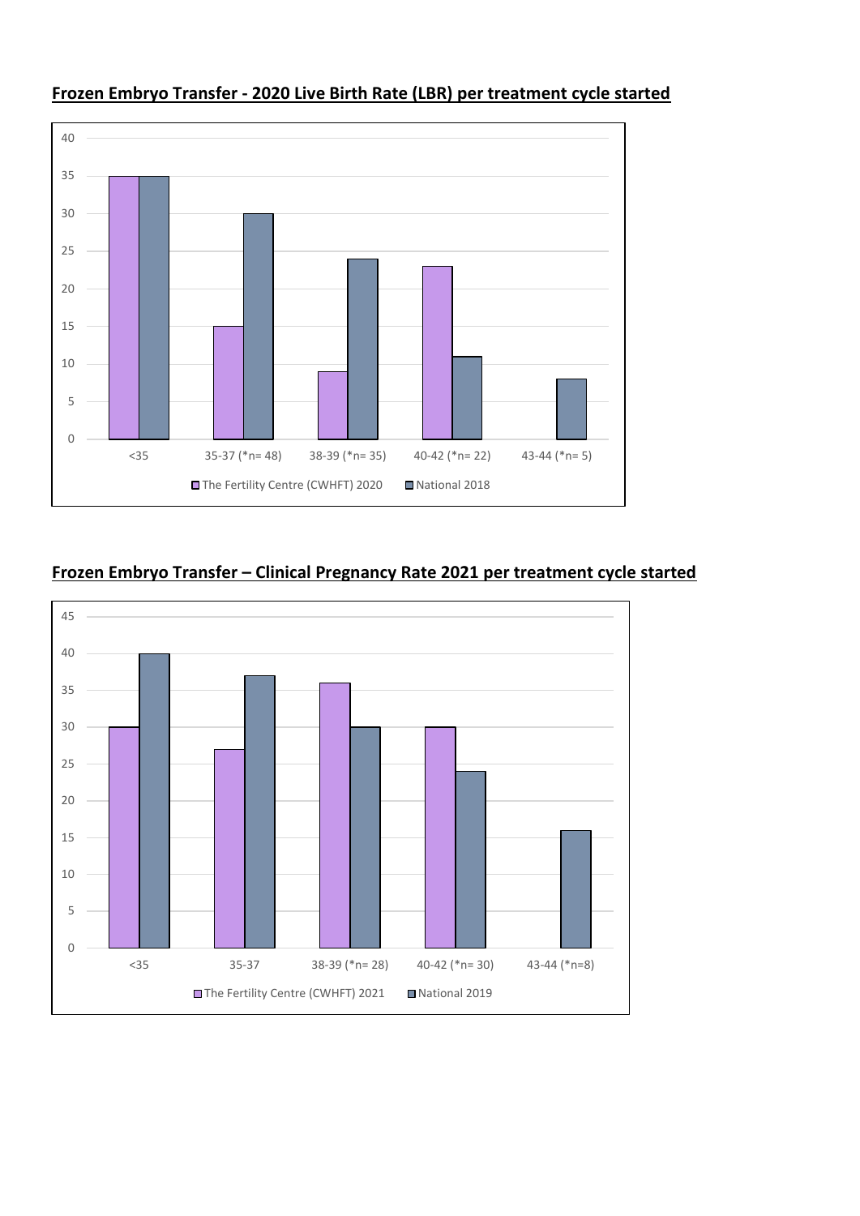**Frozen Embryo Transfer - 2020 Live Birth Rate (LBR) per treatment cycle started**

40
35
30
25
20
15
10
5
0

<35
35-37 (*n= 48)
38-39 (*n= 35)
40-42 (*n= 22)
43-44 (*n= 5)

The Fertility Centre (CWHFT) 2020
National 2018

**Frozen Embryo Transfer – Clinical Pregnancy Rate 2021 per treatment cycle started**

45
40
35
30
25
20
15
10
5
0

<35
35-37
38-39 (*n= 28)
40-42 (*n= 30)
43-44 (*n=8)

The Fertility Centre (CWHFT) 2021
National 2019